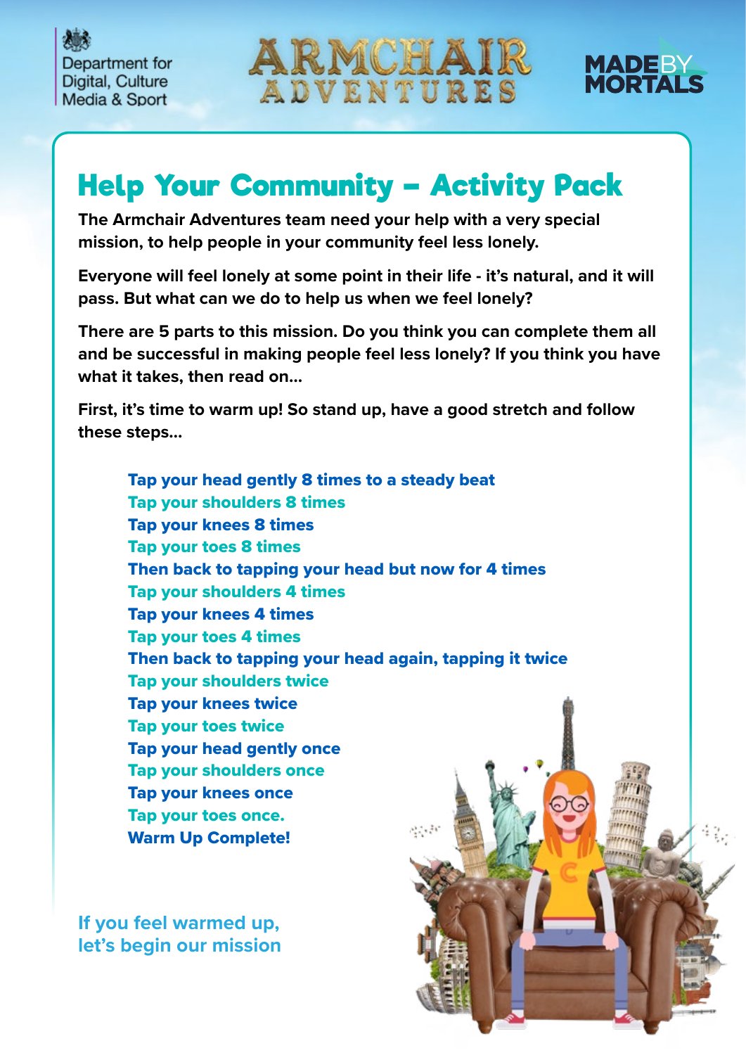Department for Digital, Culture Media & Sport

ARMCHAIR ADVENTURES

MADE BY MORTALS

# Help Your Community – Activity Pack

**The Armchair Adventures team need your help with a very special mission, to help people in your community feel less lonely.**

**Everyone will feel lonely at some point in their life - it's natural, and it will pass. But what can we do to help us when we feel lonely?**

**There are 5 parts to this mission. Do you think you can complete them all and be successful in making people feel less lonely? If you think you have what it takes, then read on...**

**First, it's time to warm up! So stand up, have a good stretch and follow these steps...**

**Tap your head gently 8 times to a steady beat**
**Tap your shoulders 8 times**
**Tap your knees 8 times**
**Tap your toes 8 times**
**Then back to tapping your head but now for 4 times**
**Tap your shoulders 4 times**
**Tap your knees 4 times**
**Tap your toes 4 times**
**Then back to tapping your head again, tapping it twice**
**Tap your shoulders twice**
**Tap your knees twice**
**Tap your toes twice**
**Tap your head gently once**
**Tap your shoulders once**
**Tap your knees once**
**Tap your toes once.**
**Warm Up Complete!**

**If you feel warmed up, let's begin our mission**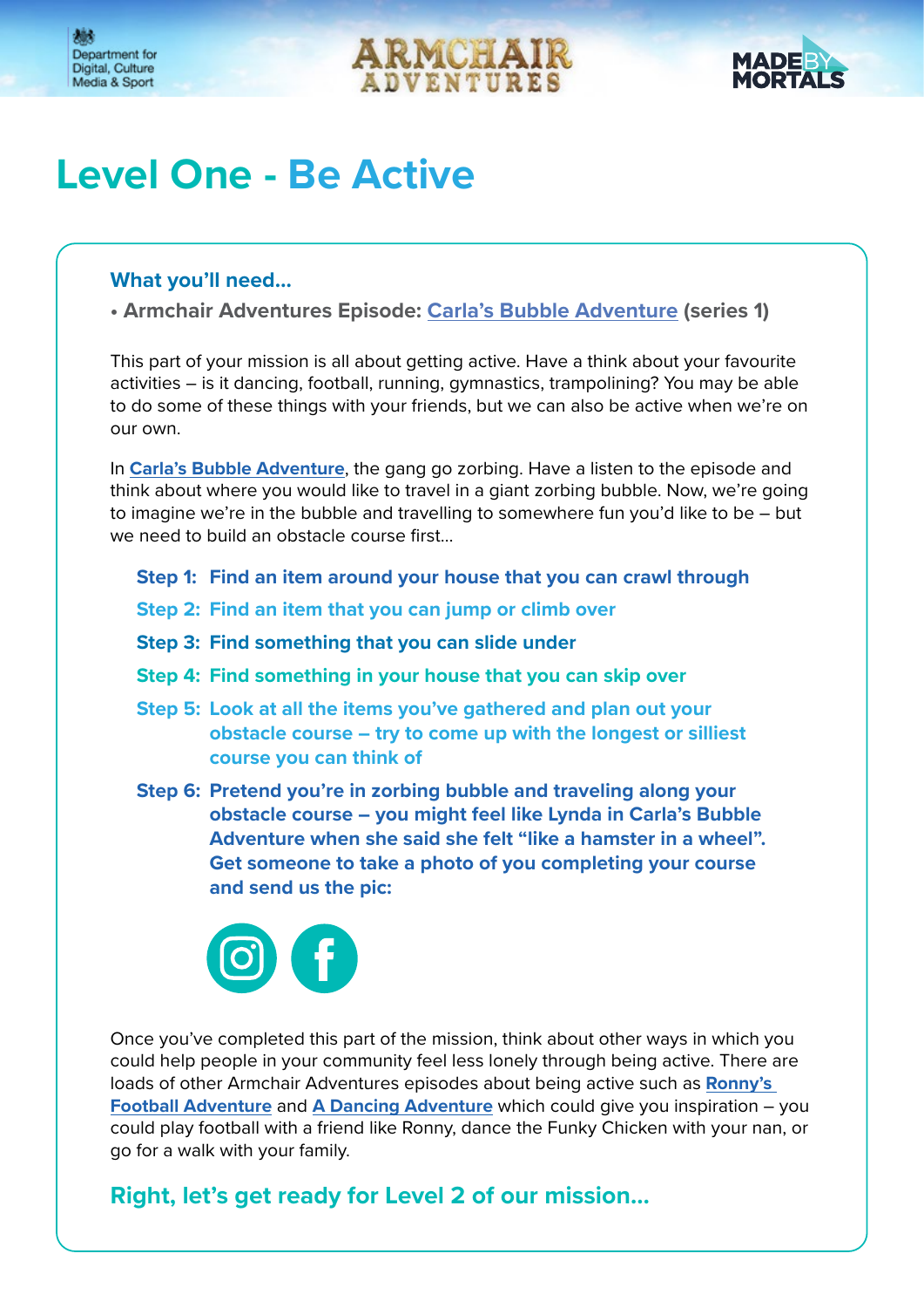# Level One - Be Active

### What you'll need...

- **Armchair Adventures Episode: Carla's Bubble Adventure (series 1)**

This part of your mission is all about getting active. Have a think about your favourite activities – is it dancing, football, running, gymnastics, trampolining? You may be able to do some of these things with your friends, but we can also be active when we're on our own.

In **Carla's Bubble Adventure**, the gang go zorbing. Have a listen to the episode and think about where you would like to travel in a giant zorbing bubble. Now, we're going to imagine we're in the bubble and travelling to somewhere fun you'd like to be – but we need to build an obstacle course first...

**Step 1: Find an item around your house that you can crawl through**

**Step 2: Find an item that you can jump or climb over**

**Step 3: Find something that you can slide under**

**Step 4: Find something in your house that you can skip over**

**Step 5: Look at all the items you've gathered and plan out your obstacle course – try to come up with the longest or silliest course you can think of**

**Step 6: Pretend you're in zorbing bubble and traveling along your obstacle course – you might feel like Lynda in Carla's Bubble Adventure when she said she felt "like a hamster in a wheel". Get someone to take a photo of you completing your course and send us the pic:**

Once you've completed this part of the mission, think about other ways in which you could help people in your community feel less lonely through being active. There are loads of other Armchair Adventures episodes about being active such as **Ronny's Football Adventure** and **A Dancing Adventure** which could give you inspiration – you could play football with a friend like Ronny, dance the Funky Chicken with your nan, or go for a walk with your family.

### Right, let's get ready for Level 2 of our mission...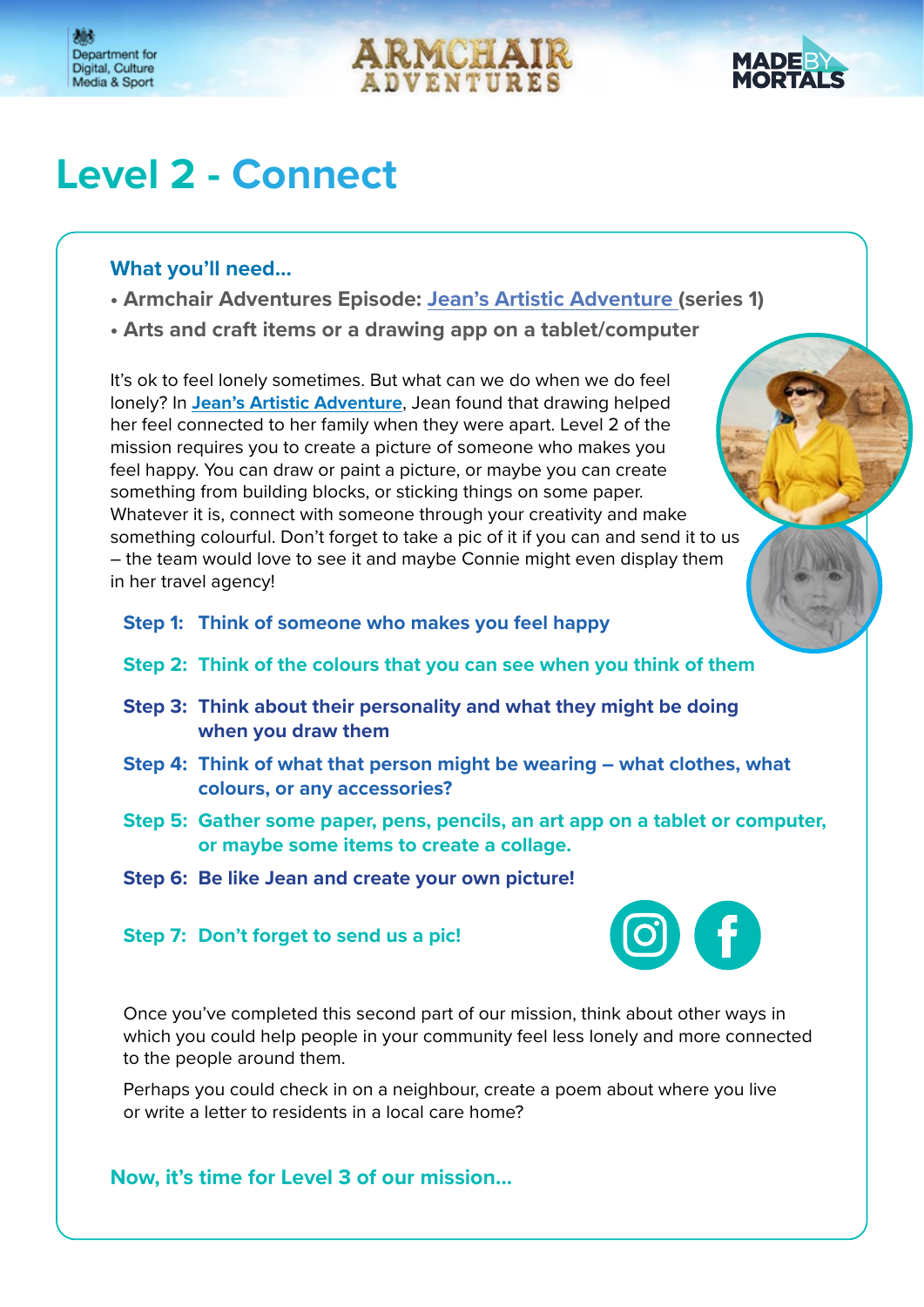# Level 2 - Connect

**What you'll need...**

- **Armchair Adventures Episode: Jean's Artistic Adventure (series 1)**
- **Arts and craft items or a drawing app on a tablet/computer**

It's ok to feel lonely sometimes. But what can we do when we do feel lonely? In **Jean's Artistic Adventure**, Jean found that drawing helped her feel connected to her family when they were apart. Level 2 of the mission requires you to create a picture of someone who makes you feel happy. You can draw or paint a picture, or maybe you can create something from building blocks, or sticking things on some paper. Whatever it is, connect with someone through your creativity and make something colourful. Don't forget to take a pic of it if you can and send it to us – the team would love to see it and maybe Connie might even display them in her travel agency!

**Step 1: Think of someone who makes you feel happy**

**Step 2: Think of the colours that you can see when you think of them**

**Step 3: Think about their personality and what they might be doing when you draw them**

**Step 4: Think of what that person might be wearing – what clothes, what colours, or any accessories?**

**Step 5: Gather some paper, pens, pencils, an art app on a tablet or computer, or maybe some items to create a collage.**

**Step 6: Be like Jean and create your own picture!**

**Step 7: Don't forget to send us a pic!**

Once you've completed this second part of our mission, think about other ways in which you could help people in your community feel less lonely and more connected to the people around them.

Perhaps you could check in on a neighbour, create a poem about where you live or write a letter to residents in a local care home?

**Now, it's time for Level 3 of our mission...**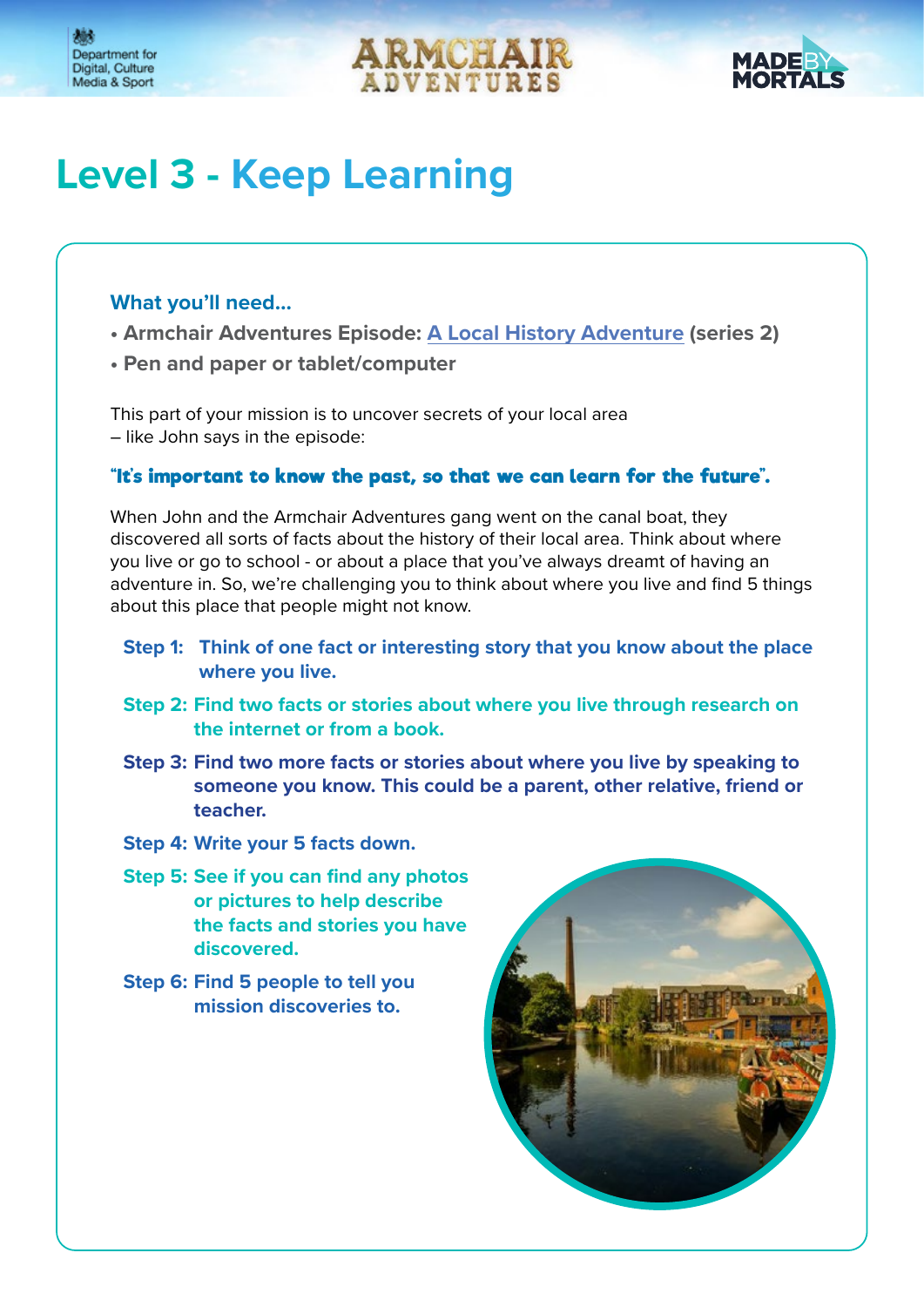# Level 3 - Keep Learning

**What you'll need...**

- **Armchair Adventures Episode: A Local History Adventure (series 2)**
- **Pen and paper or tablet/computer**

This part of your mission is to uncover secrets of your local area – like John says in the episode:

**"It's important to know the past, so that we can learn for the future".**

When John and the Armchair Adventures gang went on the canal boat, they discovered all sorts of facts about the history of their local area. Think about where you live or go to school - or about a place that you've always dreamt of having an adventure in. So, we're challenging you to think about where you live and find 5 things about this place that people might not know.

**Step 1: Think of one fact or interesting story that you know about the place where you live.**

**Step 2: Find two facts or stories about where you live through research on the internet or from a book.**

**Step 3: Find two more facts or stories about where you live by speaking to someone you know. This could be a parent, other relative, friend or teacher.**

**Step 4: Write your 5 facts down.**

**Step 5: See if you can find any photos or pictures to help describe the facts and stories you have discovered.**

**Step 6: Find 5 people to tell you mission discoveries to.**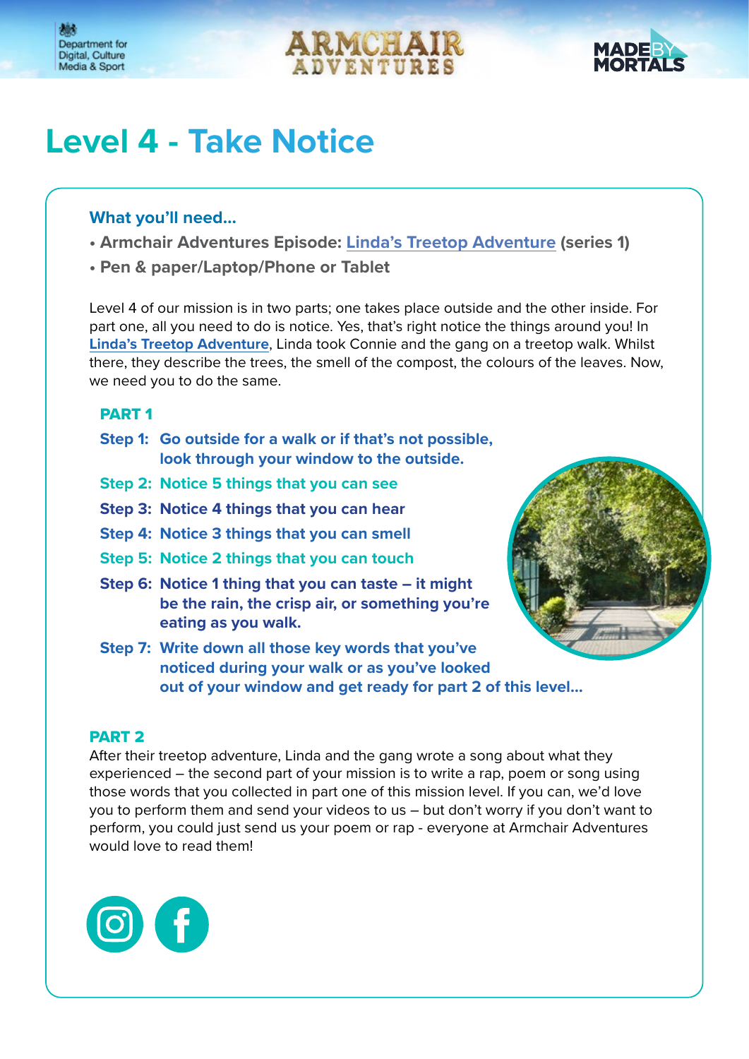# Level 4 - Take Notice

### What you'll need...

- **Armchair Adventures Episode: Linda's Treetop Adventure (series 1)**
- **Pen & paper/Laptop/Phone or Tablet**

Level 4 of our mission is in two parts; one takes place outside and the other inside. For part one, all you need to do is notice. Yes, that's right notice the things around you! In **Linda's Treetop Adventure**, Linda took Connie and the gang on a treetop walk. Whilst there, they describe the trees, the smell of the compost, the colours of the leaves. Now, we need you to do the same.

### PART 1

**Step 1:** **Go outside for a walk or if that's not possible, look through your window to the outside.**

**Step 2:** **Notice 5 things that you can see**

**Step 3:** **Notice 4 things that you can hear**

**Step 4:** **Notice 3 things that you can smell**

**Step 5:** **Notice 2 things that you can touch**

**Step 6:** **Notice 1 thing that you can taste – it might be the rain, the crisp air, or something you're eating as you walk.**

**Step 7:** **Write down all those key words that you've noticed during your walk or as you've looked out of your window and get ready for part 2 of this level...**

### PART 2

After their treetop adventure, Linda and the gang wrote a song about what they experienced – the second part of your mission is to write a rap, poem or song using those words that you collected in part one of this mission level. If you can, we'd love you to perform them and send your videos to us – but don't worry if you don't want to perform, you could just send us your poem or rap - everyone at Armchair Adventures would love to read them!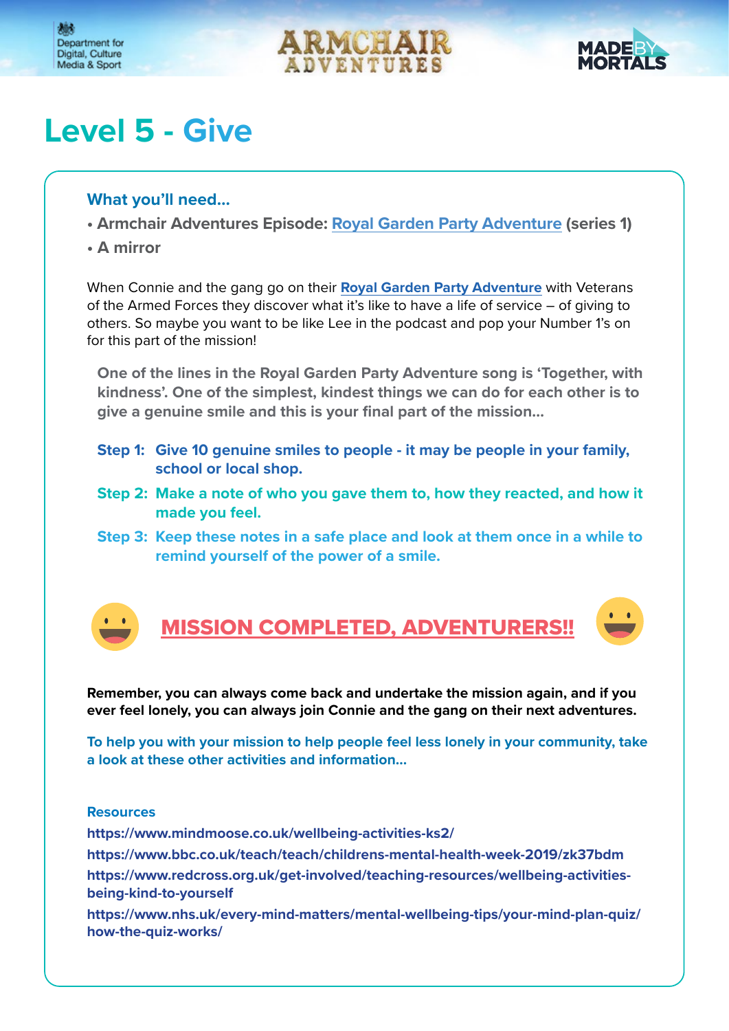# Level 5 - Give

### What you'll need...

- **Armchair Adventures Episode: Royal Garden Party Adventure (series 1)**
- **A mirror**

When Connie and the gang go on their **Royal Garden Party Adventure** with Veterans of the Armed Forces they discover what it's like to have a life of service – of giving to others. So maybe you want to be like Lee in the podcast and pop your Number 1's on for this part of the mission!

**One of the lines in the Royal Garden Party Adventure song is 'Together, with kindness'. One of the simplest, kindest things we can do for each other is to give a genuine smile and this is your final part of the mission...**

**Step 1:** **Give 10 genuine smiles to people - it may be people in your family, school or local shop.**

**Step 2:** **Make a note of who you gave them to, how they reacted, and how it made you feel.**

**Step 3:** **Keep these notes in a safe place and look at them once in a while to remind yourself of the power of a smile.**

## MISSION COMPLETED, ADVENTURERS!!

**Remember, you can always come back and undertake the mission again, and if you ever feel lonely, you can always join Connie and the gang on their next adventures.**

**To help you with your mission to help people feel less lonely in your community, take a look at these other activities and information...**

**Resources**

**https://www.mindmoose.co.uk/wellbeing-activities-ks2/**

**https://www.bbc.co.uk/teach/teach/childrens-mental-health-week-2019/zk37bdm**

**https://www.redcross.org.uk/get-involved/teaching-resources/wellbeing-activities-being-kind-to-yourself**

**https://www.nhs.uk/every-mind-matters/mental-wellbeing-tips/your-mind-plan-quiz/how-the-quiz-works/**